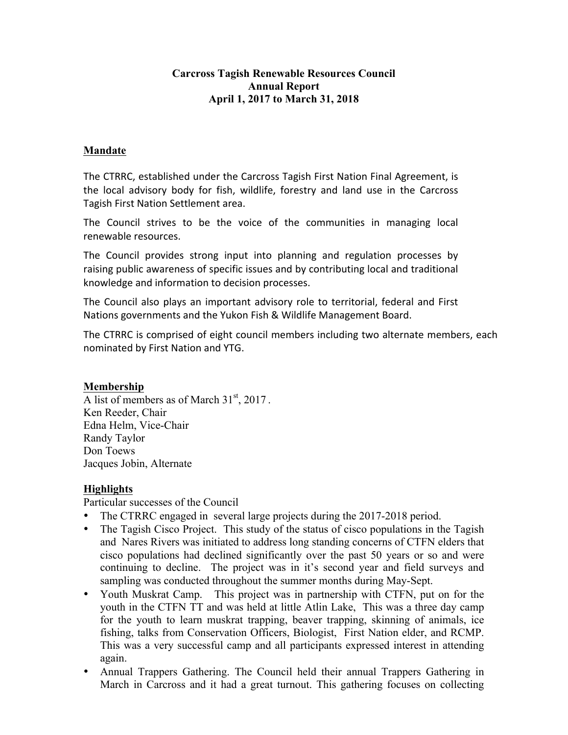**Carcross Tagish Renewable Resources Council**
**Annual Report**
**April 1, 2017 to March 31, 2018**

## Mandate

The CTRRC, established under the Carcross Tagish First Nation Final Agreement, is the local advisory body for fish, wildlife, forestry and land use in the Carcross Tagish First Nation Settlement area.

The Council strives to be the voice of the communities in managing local renewable resources.

The Council provides strong input into planning and regulation processes by raising public awareness of specific issues and by contributing local and traditional knowledge and information to decision processes.

The Council also plays an important advisory role to territorial, federal and First Nations governments and the Yukon Fish & Wildlife Management Board.

The CTRRC is comprised of eight council members including two alternate members, each nominated by First Nation and YTG.

## Membership

A list of members as of March 31st, 2017 .
Ken Reeder, Chair
Edna Helm, Vice-Chair
Randy Taylor
Don Toews
Jacques Jobin, Alternate

## Highlights

Particular successes of the Council

- The CTRRC engaged in several large projects during the 2017-2018 period.
- The Tagish Cisco Project. This study of the status of cisco populations in the Tagish and Nares Rivers was initiated to address long standing concerns of CTFN elders that cisco populations had declined significantly over the past 50 years or so and were continuing to decline. The project was in it's second year and field surveys and sampling was conducted throughout the summer months during May-Sept.
- Youth Muskrat Camp. This project was in partnership with CTFN, put on for the youth in the CTFN TT and was held at little Atlin Lake, This was a three day camp for the youth to learn muskrat trapping, beaver trapping, skinning of animals, ice fishing, talks from Conservation Officers, Biologist, First Nation elder, and RCMP. This was a very successful camp and all participants expressed interest in attending again.
- Annual Trappers Gathering. The Council held their annual Trappers Gathering in March in Carcross and it had a great turnout. This gathering focuses on collecting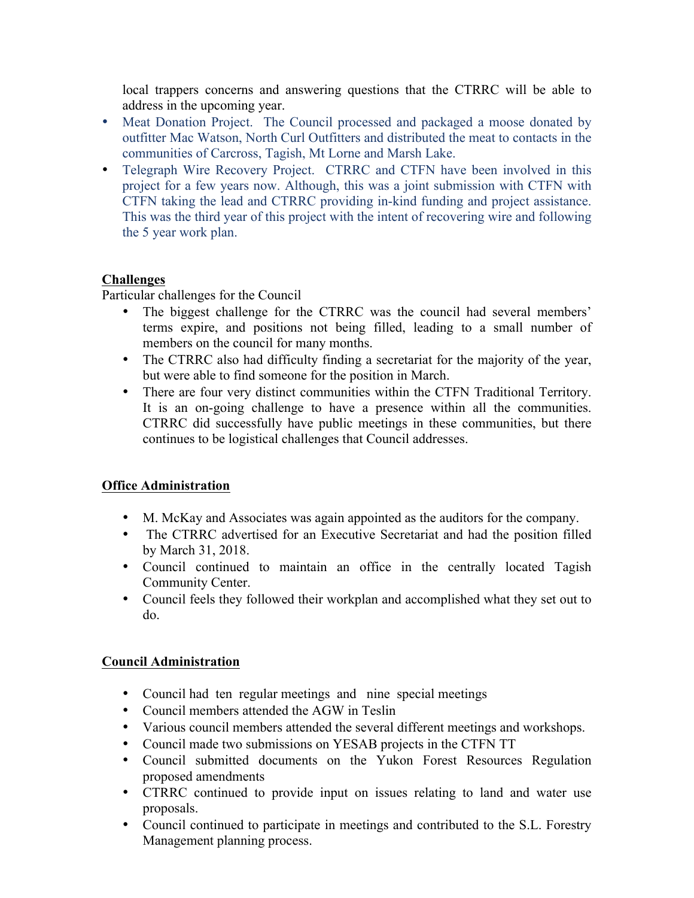local trappers concerns and answering questions that the CTRRC will be able to address in the upcoming year.

- Meat Donation Project. The Council processed and packaged a moose donated by outfitter Mac Watson, North Curl Outfitters and distributed the meat to contacts in the communities of Carcross, Tagish, Mt Lorne and Marsh Lake.
- Telegraph Wire Recovery Project. CTRRC and CTFN have been involved in this project for a few years now. Although, this was a joint submission with CTFN with CTFN taking the lead and CTRRC providing in-kind funding and project assistance. This was the third year of this project with the intent of recovering wire and following the 5 year work plan.

**Challenges**

Particular challenges for the Council

- The biggest challenge for the CTRRC was the council had several members' terms expire, and positions not being filled, leading to a small number of members on the council for many months.
- The CTRRC also had difficulty finding a secretariat for the majority of the year, but were able to find someone for the position in March.
- There are four very distinct communities within the CTFN Traditional Territory. It is an on-going challenge to have a presence within all the communities. CTRRC did successfully have public meetings in these communities, but there continues to be logistical challenges that Council addresses.

**Office Administration**

- M. McKay and Associates was again appointed as the auditors for the company.
- The CTRRC advertised for an Executive Secretariat and had the position filled by March 31, 2018.
- Council continued to maintain an office in the centrally located Tagish Community Center.
- Council feels they followed their workplan and accomplished what they set out to do.

**Council Administration**

- Council had ten regular meetings and nine special meetings
- Council members attended the AGW in Teslin
- Various council members attended the several different meetings and workshops.
- Council made two submissions on YESAB projects in the CTFN TT
- Council submitted documents on the Yukon Forest Resources Regulation proposed amendments
- CTRRC continued to provide input on issues relating to land and water use proposals.
- Council continued to participate in meetings and contributed to the S.L. Forestry Management planning process.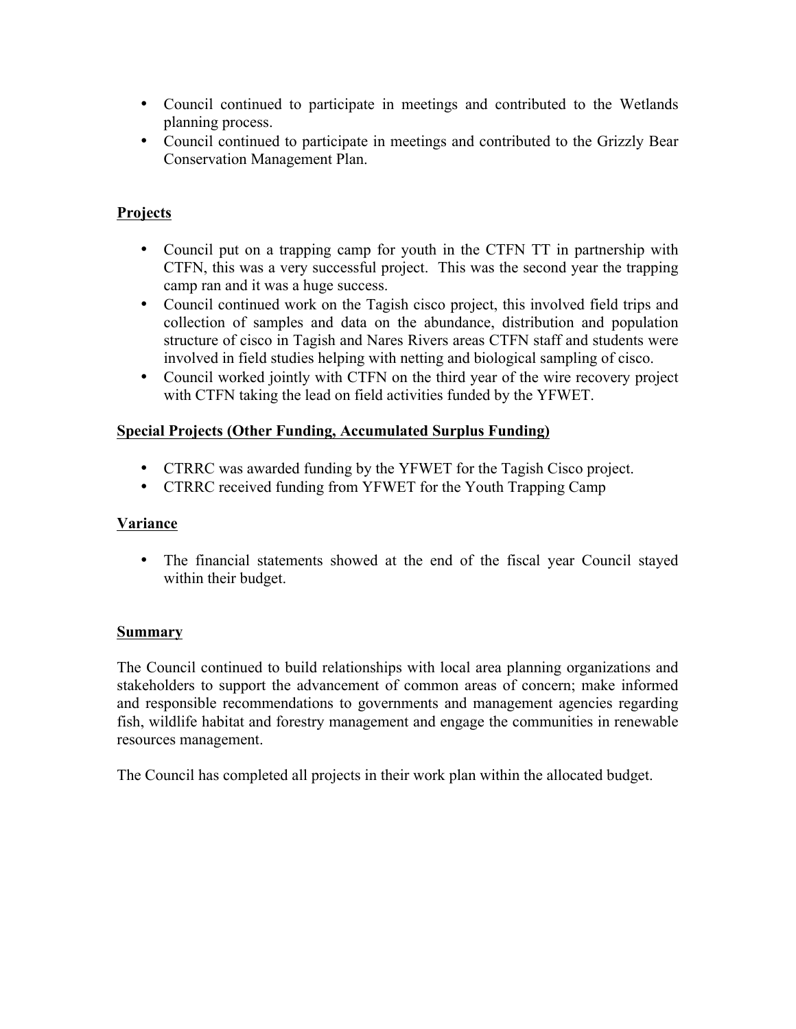- Council continued to participate in meetings and contributed to the Wetlands planning process.
- Council continued to participate in meetings and contributed to the Grizzly Bear Conservation Management Plan.

## Projects

- Council put on a trapping camp for youth in the CTFN TT in partnership with CTFN, this was a very successful project. This was the second year the trapping camp ran and it was a huge success.
- Council continued work on the Tagish cisco project, this involved field trips and collection of samples and data on the abundance, distribution and population structure of cisco in Tagish and Nares Rivers areas CTFN staff and students were involved in field studies helping with netting and biological sampling of cisco.
- Council worked jointly with CTFN on the third year of the wire recovery project with CTFN taking the lead on field activities funded by the YFWET.

## Special Projects (Other Funding, Accumulated Surplus Funding)

- CTRRC was awarded funding by the YFWET for the Tagish Cisco project.
- CTRRC received funding from YFWET for the Youth Trapping Camp

## Variance

- The financial statements showed at the end of the fiscal year Council stayed within their budget.

## Summary

The Council continued to build relationships with local area planning organizations and stakeholders to support the advancement of common areas of concern; make informed and responsible recommendations to governments and management agencies regarding fish, wildlife habitat and forestry management and engage the communities in renewable resources management.

The Council has completed all projects in their work plan within the allocated budget.